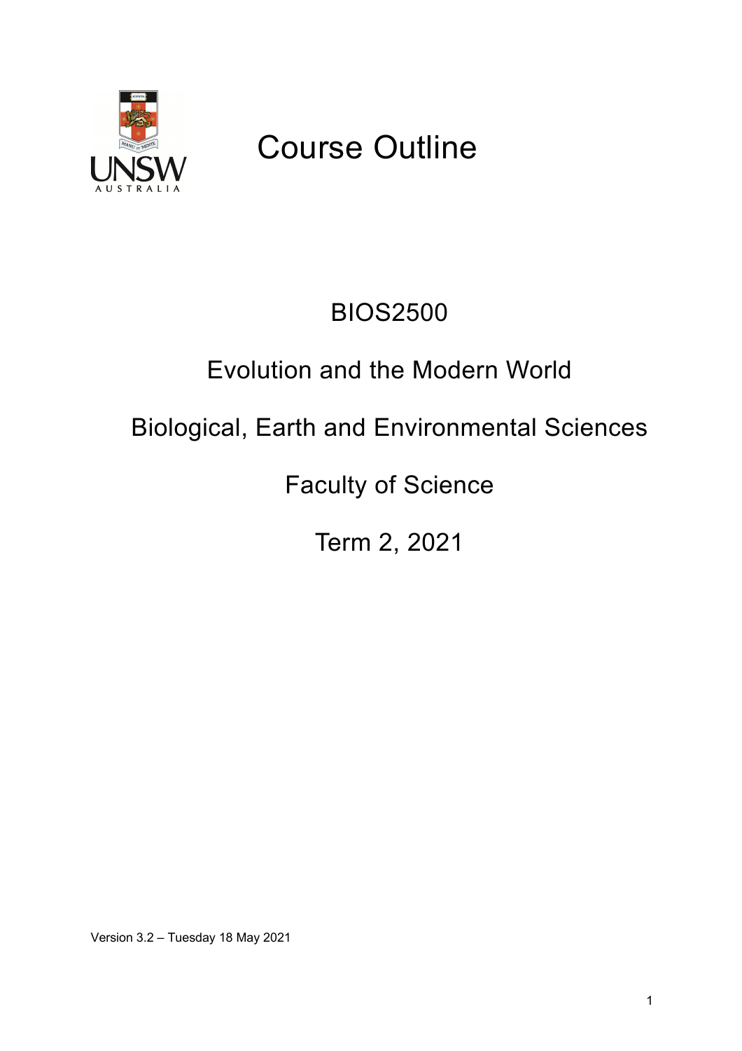# Course Outline

BIOS2500

Evolution and the Modern World

Biological, Earth and Environmental Sciences

Faculty of Science

Term 2, 2021

Version 3.2 – Tuesday 18 May 2021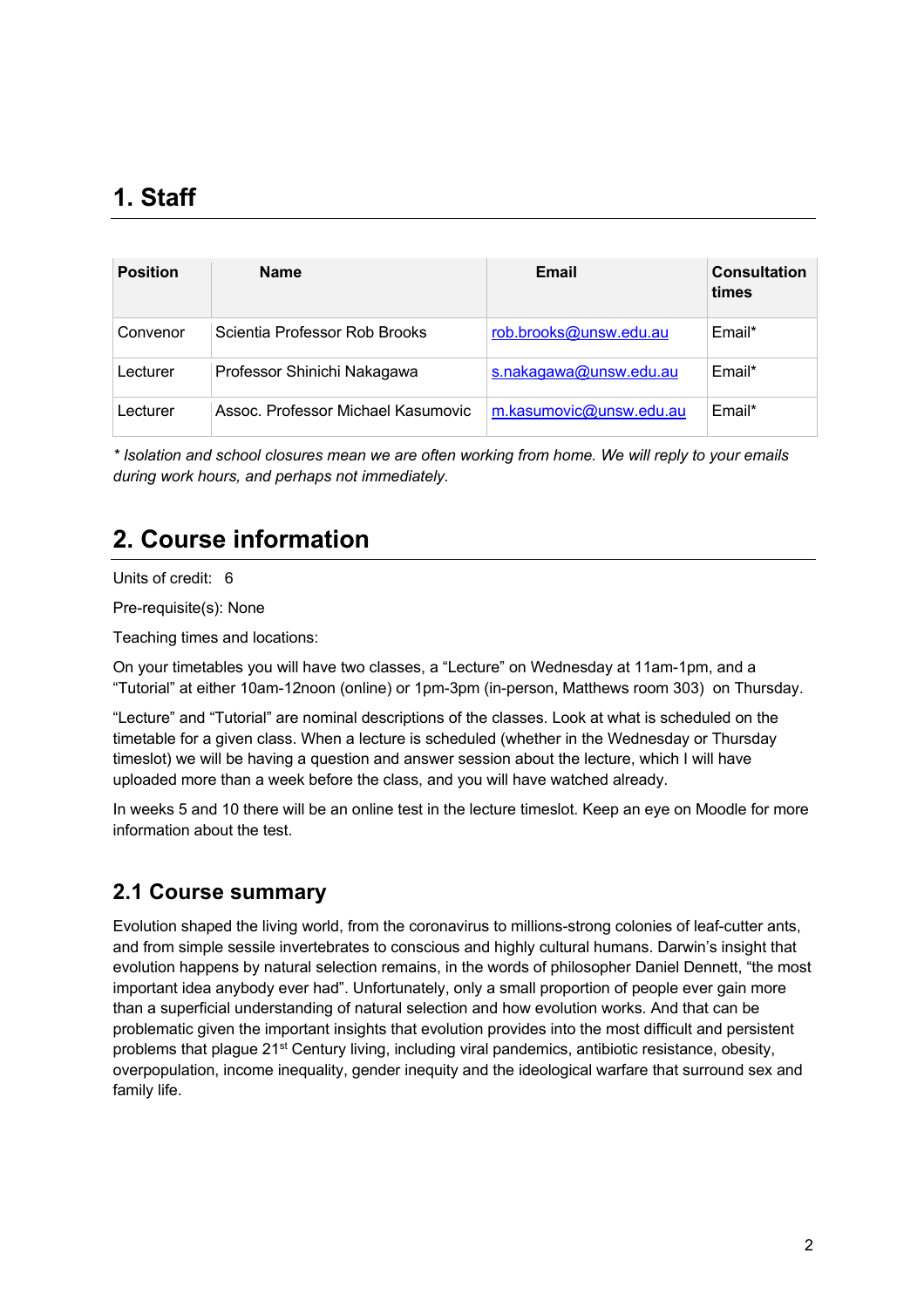## 1. Staff

| Position | Name | Email | Consultation times |
|---|---|---|---|
| Convenor | Scientia Professor Rob Brooks | rob.brooks@unsw.edu.au | Email* |
| Lecturer | Professor Shinichi Nakagawa | s.nakagawa@unsw.edu.au | Email* |
| Lecturer | Assoc. Professor Michael Kasumovic | m.kasumovic@unsw.edu.au | Email* |

*\* Isolation and school closures mean we are often working from home. We will reply to your emails during work hours, and perhaps not immediately.*

## 2. Course information

Units of credit: 6

Pre-requisite(s): None

Teaching times and locations:

On your timetables you will have two classes, a "Lecture" on Wednesday at 11am-1pm, and a "Tutorial" at either 10am-12noon (online) or 1pm-3pm (in-person, Matthews room 303) on Thursday.

"Lecture" and "Tutorial" are nominal descriptions of the classes. Look at what is scheduled on the timetable for a given class. When a lecture is scheduled (whether in the Wednesday or Thursday timeslot) we will be having a question and answer session about the lecture, which I will have uploaded more than a week before the class, and you will have watched already.

In weeks 5 and 10 there will be an online test in the lecture timeslot. Keep an eye on Moodle for more information about the test.

### 2.1 Course summary

Evolution shaped the living world, from the coronavirus to millions-strong colonies of leaf-cutter ants, and from simple sessile invertebrates to conscious and highly cultural humans. Darwin's insight that evolution happens by natural selection remains, in the words of philosopher Daniel Dennett, "the most important idea anybody ever had". Unfortunately, only a small proportion of people ever gain more than a superficial understanding of natural selection and how evolution works. And that can be problematic given the important insights that evolution provides into the most difficult and persistent problems that plague 21st Century living, including viral pandemics, antibiotic resistance, obesity, overpopulation, income inequality, gender inequity and the ideological warfare that surround sex and family life.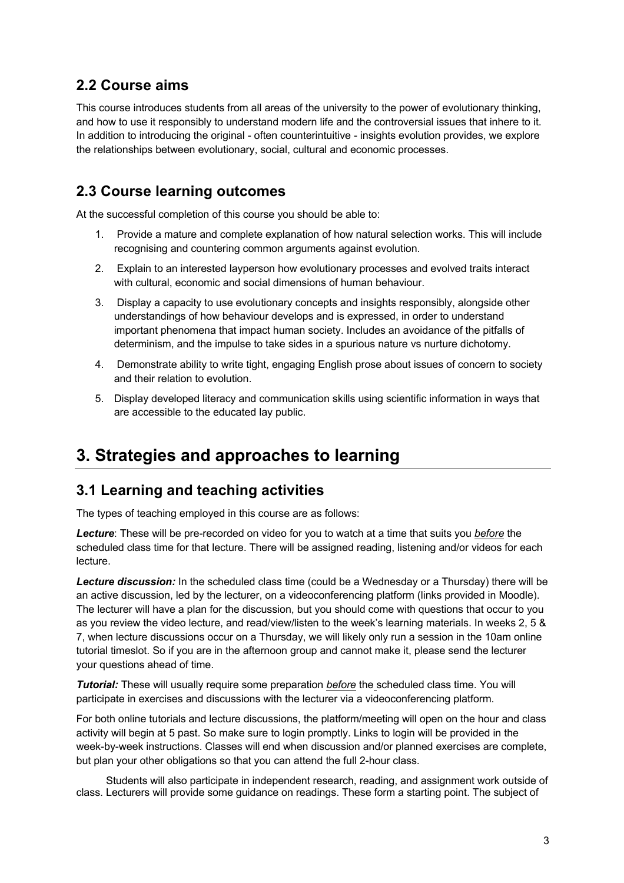## 2.2 Course aims

This course introduces students from all areas of the university to the power of evolutionary thinking, and how to use it responsibly to understand modern life and the controversial issues that inhere to it. In addition to introducing the original - often counterintuitive - insights evolution provides, we explore the relationships between evolutionary, social, cultural and economic processes.

## 2.3 Course learning outcomes

At the successful completion of this course you should be able to:

1. Provide a mature and complete explanation of how natural selection works. This will include recognising and countering common arguments against evolution.
2. Explain to an interested layperson how evolutionary processes and evolved traits interact with cultural, economic and social dimensions of human behaviour.
3. Display a capacity to use evolutionary concepts and insights responsibly, alongside other understandings of how behaviour develops and is expressed, in order to understand important phenomena that impact human society. Includes an avoidance of the pitfalls of determinism, and the impulse to take sides in a spurious nature vs nurture dichotomy.
4. Demonstrate ability to write tight, engaging English prose about issues of concern to society and their relation to evolution.
5. Display developed literacy and communication skills using scientific information in ways that are accessible to the educated lay public.

# 3. Strategies and approaches to learning

## 3.1 Learning and teaching activities

The types of teaching employed in this course are as follows:

***Lecture***: These will be pre-recorded on video for you to watch at a time that suits you *before* the scheduled class time for that lecture. There will be assigned reading, listening and/or videos for each lecture.

***Lecture discussion:*** In the scheduled class time (could be a Wednesday or a Thursday) there will be an active discussion, led by the lecturer, on a videoconferencing platform (links provided in Moodle). The lecturer will have a plan for the discussion, but you should come with questions that occur to you as you review the video lecture, and read/view/listen to the week's learning materials. In weeks 2, 5 & 7, when lecture discussions occur on a Thursday, we will likely only run a session in the 10am online tutorial timeslot. So if you are in the afternoon group and cannot make it, please send the lecturer your questions ahead of time.

***Tutorial:*** These will usually require some preparation *before* the scheduled class time. You will participate in exercises and discussions with the lecturer via a videoconferencing platform.

For both online tutorials and lecture discussions, the platform/meeting will open on the hour and class activity will begin at 5 past. So make sure to login promptly. Links to login will be provided in the week-by-week instructions. Classes will end when discussion and/or planned exercises are complete, but plan your other obligations so that you can attend the full 2-hour class.

Students will also participate in independent research, reading, and assignment work outside of class. Lecturers will provide some guidance on readings. These form a starting point. The subject of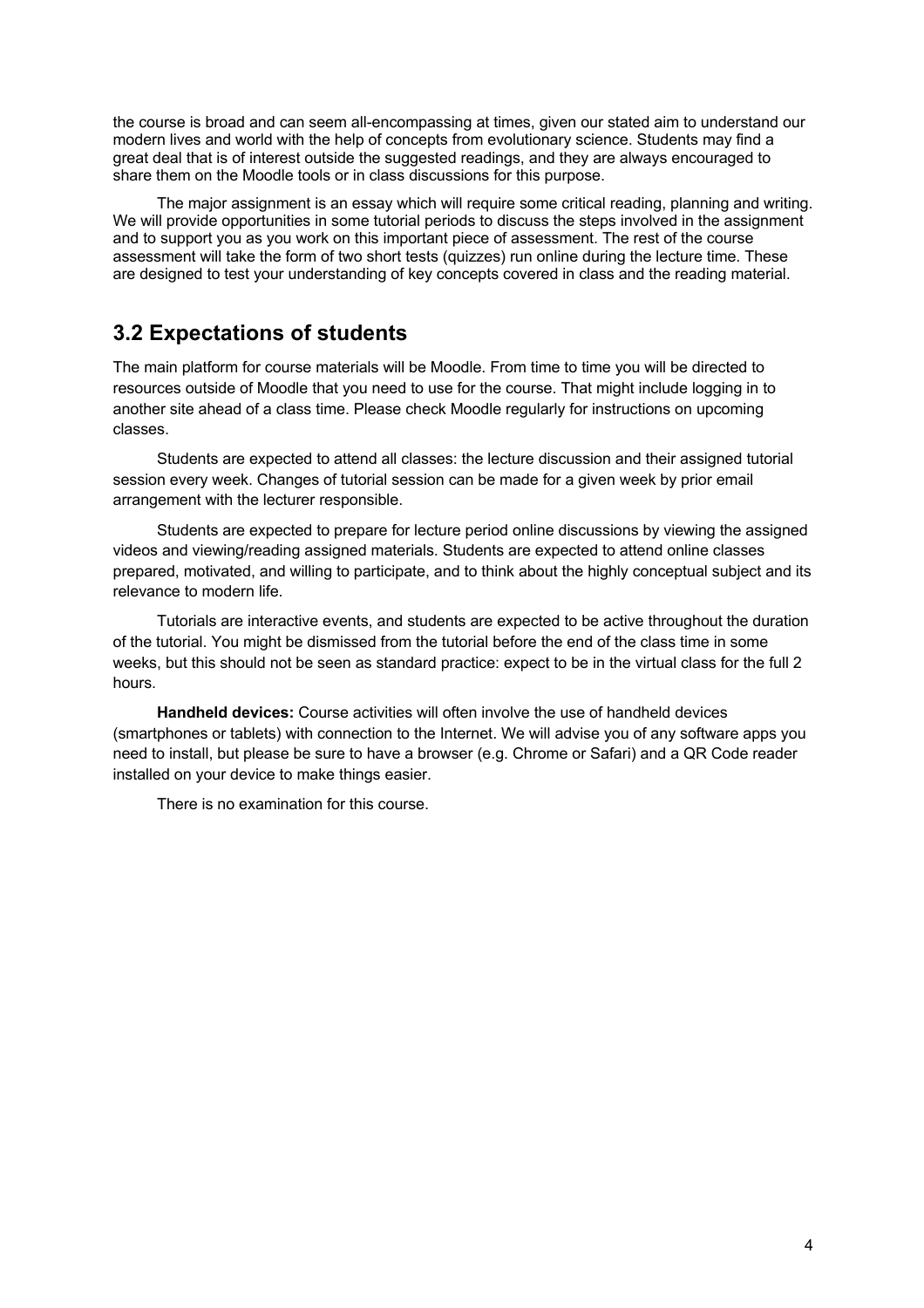the course is broad and can seem all-encompassing at times, given our stated aim to understand our modern lives and world with the help of concepts from evolutionary science. Students may find a great deal that is of interest outside the suggested readings, and they are always encouraged to share them on the Moodle tools or in class discussions for this purpose.

The major assignment is an essay which will require some critical reading, planning and writing. We will provide opportunities in some tutorial periods to discuss the steps involved in the assignment and to support you as you work on this important piece of assessment. The rest of the course assessment will take the form of two short tests (quizzes) run online during the lecture time. These are designed to test your understanding of key concepts covered in class and the reading material.

## 3.2 Expectations of students

The main platform for course materials will be Moodle. From time to time you will be directed to resources outside of Moodle that you need to use for the course. That might include logging in to another site ahead of a class time. Please check Moodle regularly for instructions on upcoming classes.

Students are expected to attend all classes: the lecture discussion and their assigned tutorial session every week. Changes of tutorial session can be made for a given week by prior email arrangement with the lecturer responsible.

Students are expected to prepare for lecture period online discussions by viewing the assigned videos and viewing/reading assigned materials. Students are expected to attend online classes prepared, motivated, and willing to participate, and to think about the highly conceptual subject and its relevance to modern life.

Tutorials are interactive events, and students are expected to be active throughout the duration of the tutorial. You might be dismissed from the tutorial before the end of the class time in some weeks, but this should not be seen as standard practice: expect to be in the virtual class for the full 2 hours.

**Handheld devices:** Course activities will often involve the use of handheld devices (smartphones or tablets) with connection to the Internet. We will advise you of any software apps you need to install, but please be sure to have a browser (e.g. Chrome or Safari) and a QR Code reader installed on your device to make things easier.

There is no examination for this course.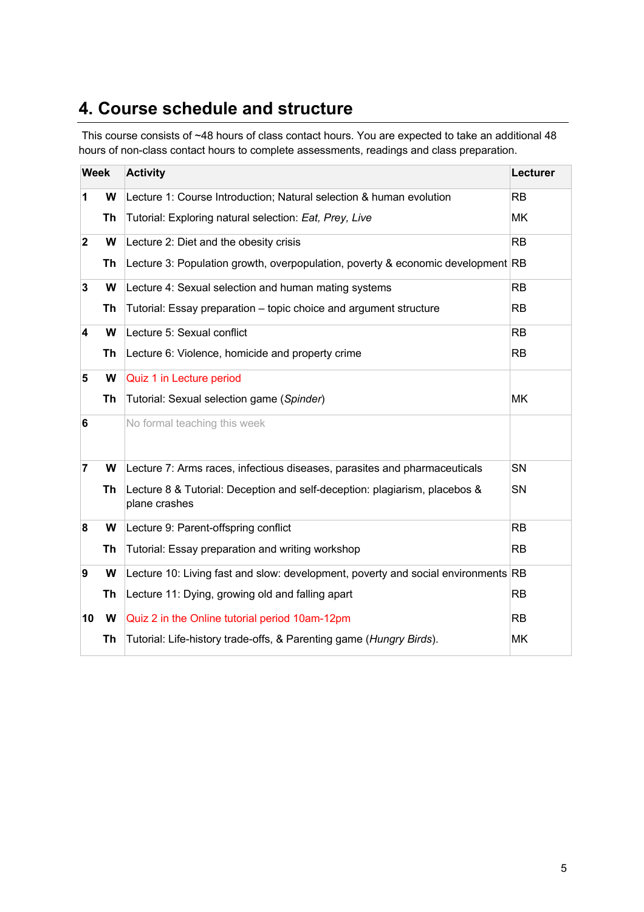# 4. Course schedule and structure

This course consists of ~48 hours of class contact hours. You are expected to take an additional 48 hours of non-class contact hours to complete assessments, readings and class preparation.

| Week | | Activity | Lecturer |
|---|---|---|---|
| 1 | W | Lecture 1: Course Introduction; Natural selection & human evolution | RB |
| | Th | Tutorial: Exploring natural selection: *Eat, Prey, Live* | MK |
| 2 | W | Lecture 2: Diet and the obesity crisis | RB |
| | Th | Lecture 3: Population growth, overpopulation, poverty & economic development | RB |
| 3 | W | Lecture 4: Sexual selection and human mating systems | RB |
| | Th | Tutorial: Essay preparation – topic choice and argument structure | RB |
| 4 | W | Lecture 5: Sexual conflict | RB |
| | Th | Lecture 6: Violence, homicide and property crime | RB |
| 5 | W | Quiz 1 in Lecture period | |
| | Th | Tutorial: Sexual selection game (*Spinder*) | MK |
| 6 | | No formal teaching this week | |
| 7 | W | Lecture 7: Arms races, infectious diseases, parasites and pharmaceuticals | SN |
| | Th | Lecture 8 & Tutorial: Deception and self-deception: plagiarism, placebos & plane crashes | SN |
| 8 | W | Lecture 9: Parent-offspring conflict | RB |
| | Th | Tutorial: Essay preparation and writing workshop | RB |
| 9 | W | Lecture 10: Living fast and slow: development, poverty and social environments | RB |
| | Th | Lecture 11: Dying, growing old and falling apart | RB |
| 10 | W | Quiz 2 in the Online tutorial period 10am-12pm | RB |
| | Th | Tutorial: Life-history trade-offs, & Parenting game (*Hungry Birds*). | MK |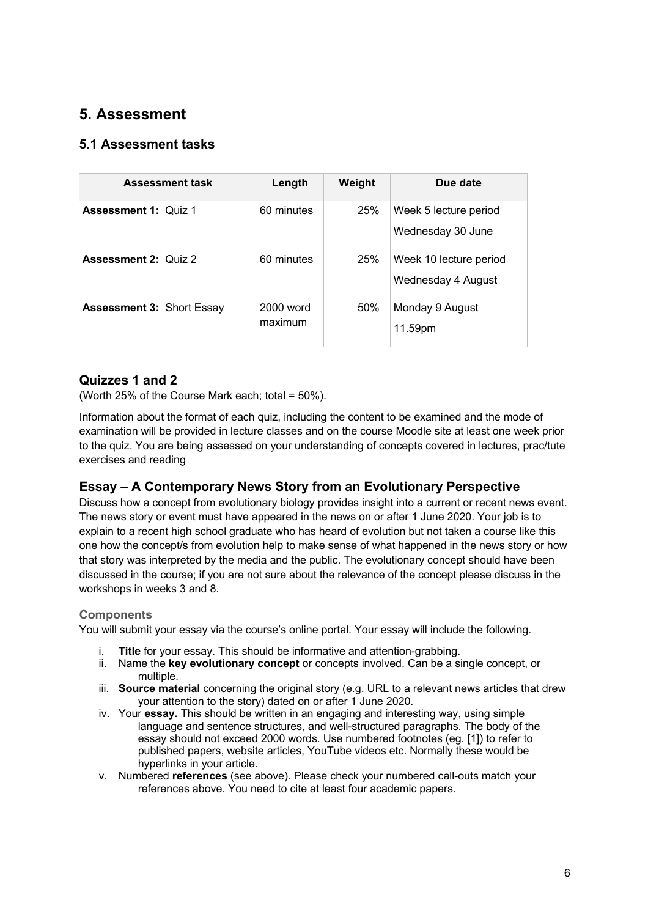## 5. Assessment

### 5.1 Assessment tasks

| Assessment task | Length | Weight | Due date |
|---|---|---|---|
| **Assessment 1:** Quiz 1 | 60 minutes | 25% | Week 5 lecture period<br>Wednesday 30 June |
| **Assessment 2:** Quiz 2 | 60 minutes | 25% | Week 10 lecture period<br>Wednesday 4 August |
| **Assessment 3:** Short Essay | 2000 word maximum | 50% | Monday 9 August<br>11.59pm |

### Quizzes 1 and 2

(Worth 25% of the Course Mark each; total = 50%).

Information about the format of each quiz, including the content to be examined and the mode of examination will be provided in lecture classes and on the course Moodle site at least one week prior to the quiz. You are being assessed on your understanding of concepts covered in lectures, prac/tute exercises and reading

### Essay – A Contemporary News Story from an Evolutionary Perspective

Discuss how a concept from evolutionary biology provides insight into a current or recent news event. The news story or event must have appeared in the news on or after 1 June 2020. Your job is to explain to a recent high school graduate who has heard of evolution but not taken a course like this one how the concept/s from evolution help to make sense of what happened in the news story or how that story was interpreted by the media and the public. The evolutionary concept should have been discussed in the course; if you are not sure about the relevance of the concept please discuss in the workshops in weeks 3 and 8.

#### Components

You will submit your essay via the course's online portal. Your essay will include the following.

i. **Title** for your essay. This should be informative and attention-grabbing.
ii. Name the **key evolutionary concept** or concepts involved. Can be a single concept, or multiple.
iii. **Source material** concerning the original story (e.g. URL to a relevant news articles that drew your attention to the story) dated on or after 1 June 2020.
iv. Your **essay.** This should be written in an engaging and interesting way, using simple language and sentence structures, and well-structured paragraphs. The body of the essay should not exceed 2000 words. Use numbered footnotes (eg. [1]) to refer to published papers, website articles, YouTube videos etc. Normally these would be hyperlinks in your article.
v. Numbered **references** (see above). Please check your numbered call-outs match your references above. You need to cite at least four academic papers.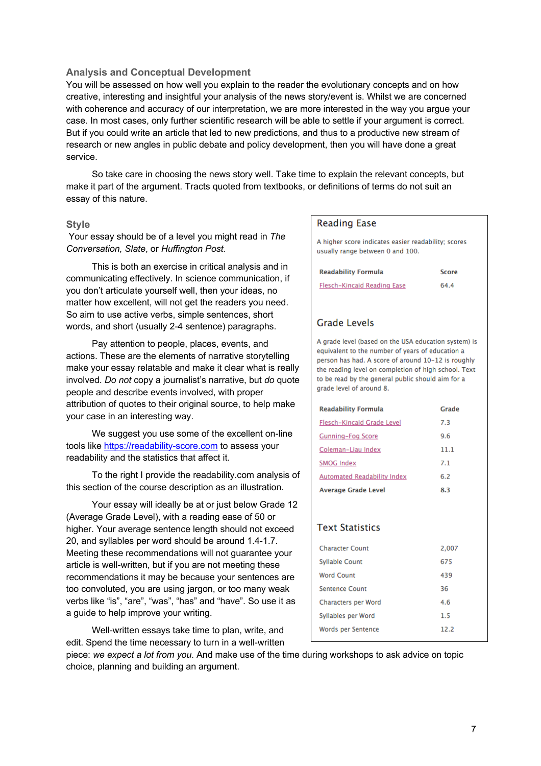### Analysis and Conceptual Development

You will be assessed on how well you explain to the reader the evolutionary concepts and on how creative, interesting and insightful your analysis of the news story/event is. Whilst we are concerned with coherence and accuracy of our interpretation, we are more interested in the way you argue your case. In most cases, only further scientific research will be able to settle if your argument is correct. But if you could write an article that led to new predictions, and thus to a productive new stream of research or new angles in public debate and policy development, then you will have done a great service.

So take care in choosing the news story well. Take time to explain the relevant concepts, but make it part of the argument. Tracts quoted from textbooks, or definitions of terms do not suit an essay of this nature.

### Style

Your essay should be of a level you might read in *The Conversation, Slate*, or *Huffington Post.*

This is both an exercise in critical analysis and in communicating effectively. In science communication, if you don't articulate yourself well, then your ideas, no matter how excellent, will not get the readers you need. So aim to use active verbs, simple sentences, short words, and short (usually 2-4 sentence) paragraphs.

Pay attention to people, places, events, and actions. These are the elements of narrative storytelling make your essay relatable and make it clear what is really involved. *Do not* copy a journalist's narrative, but *do* quote people and describe events involved, with proper attribution of quotes to their original source, to help make your case in an interesting way.

We suggest you use some of the excellent on-line tools like https://readability-score.com to assess your readability and the statistics that affect it.

To the right I provide the readability.com analysis of this section of the course description as an illustration.

Your essay will ideally be at or just below Grade 12 (Average Grade Level), with a reading ease of 50 or higher. Your average sentence length should not exceed 20, and syllables per word should be around 1.4-1.7. Meeting these recommendations will not guarantee your article is well-written, but if you are not meeting these recommendations it may be because your sentences are too convoluted, you are using jargon, or too many weak verbs like "is", "are", "was", "has" and "have". So use it as a guide to help improve your writing.

Well-written essays take time to plan, write, and edit. Spend the time necessary to turn in a well-written piece: *we expect a lot from you*. And make use of the time during workshops to ask advice on topic choice, planning and building an argument.

#### Reading Ease

A higher score indicates easier readability; scores usually range between 0 and 100.

| Readability Formula | Score |
|---|---|
| Flesch-Kincaid Reading Ease | 64.4 |

#### Grade Levels

A grade level (based on the USA education system) is equivalent to the number of years of education a person has had. A score of around 10-12 is roughly the reading level on completion of high school. Text to be read by the general public should aim for a grade level of around 8.

| Readability Formula | Grade |
|---|---|
| Flesch-Kincaid Grade Level | 7.3 |
| Gunning-Fog Score | 9.6 |
| Coleman-Liau Index | 11.1 |
| SMOG Index | 7.1 |
| Automated Readability Index | 6.2 |
| **Average Grade Level** | **8.3** |

#### Text Statistics

| | |
|---|---|
| Character Count | 2,007 |
| Syllable Count | 675 |
| Word Count | 439 |
| Sentence Count | 36 |
| Characters per Word | 4.6 |
| Syllables per Word | 1.5 |
| Words per Sentence | 12.2 |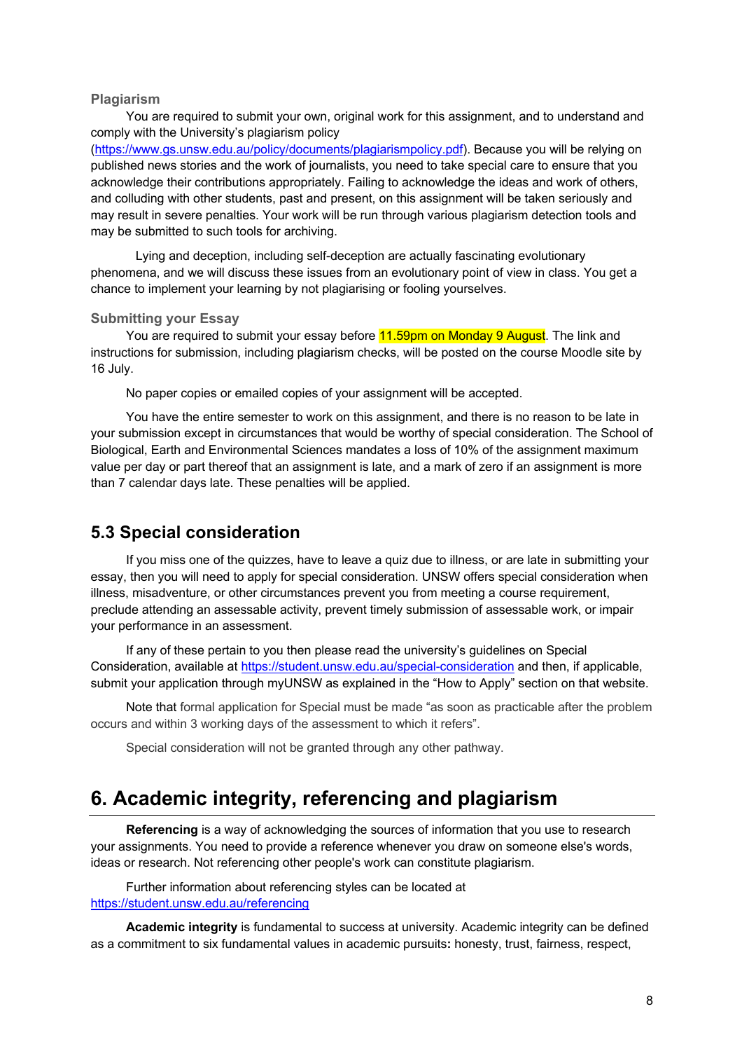### Plagiarism

You are required to submit your own, original work for this assignment, and to understand and comply with the University's plagiarism policy (https://www.gs.unsw.edu.au/policy/documents/plagiarismpolicy.pdf). Because you will be relying on published news stories and the work of journalists, you need to take special care to ensure that you acknowledge their contributions appropriately. Failing to acknowledge the ideas and work of others, and colluding with other students, past and present, on this assignment will be taken seriously and may result in severe penalties. Your work will be run through various plagiarism detection tools and may be submitted to such tools for archiving.

Lying and deception, including self-deception are actually fascinating evolutionary phenomena, and we will discuss these issues from an evolutionary point of view in class. You get a chance to implement your learning by not plagiarising or fooling yourselves.

### Submitting your Essay

You are required to submit your essay before 11.59pm on Monday 9 August. The link and instructions for submission, including plagiarism checks, will be posted on the course Moodle site by 16 July.

No paper copies or emailed copies of your assignment will be accepted.

You have the entire semester to work on this assignment, and there is no reason to be late in your submission except in circumstances that would be worthy of special consideration. The School of Biological, Earth and Environmental Sciences mandates a loss of 10% of the assignment maximum value per day or part thereof that an assignment is late, and a mark of zero if an assignment is more than 7 calendar days late. These penalties will be applied.

## 5.3 Special consideration

If you miss one of the quizzes, have to leave a quiz due to illness, or are late in submitting your essay, then you will need to apply for special consideration. UNSW offers special consideration when illness, misadventure, or other circumstances prevent you from meeting a course requirement, preclude attending an assessable activity, prevent timely submission of assessable work, or impair your performance in an assessment.

If any of these pertain to you then please read the university's guidelines on Special Consideration, available at https://student.unsw.edu.au/special-consideration and then, if applicable, submit your application through myUNSW as explained in the "How to Apply" section on that website.

Note that formal application for Special must be made "as soon as practicable after the problem occurs and within 3 working days of the assessment to which it refers".

Special consideration will not be granted through any other pathway.

# 6. Academic integrity, referencing and plagiarism

**Referencing** is a way of acknowledging the sources of information that you use to research your assignments. You need to provide a reference whenever you draw on someone else's words, ideas or research. Not referencing other people's work can constitute plagiarism.

Further information about referencing styles can be located at https://student.unsw.edu.au/referencing

**Academic integrity** is fundamental to success at university. Academic integrity can be defined as a commitment to six fundamental values in academic pursuits**:** honesty, trust, fairness, respect,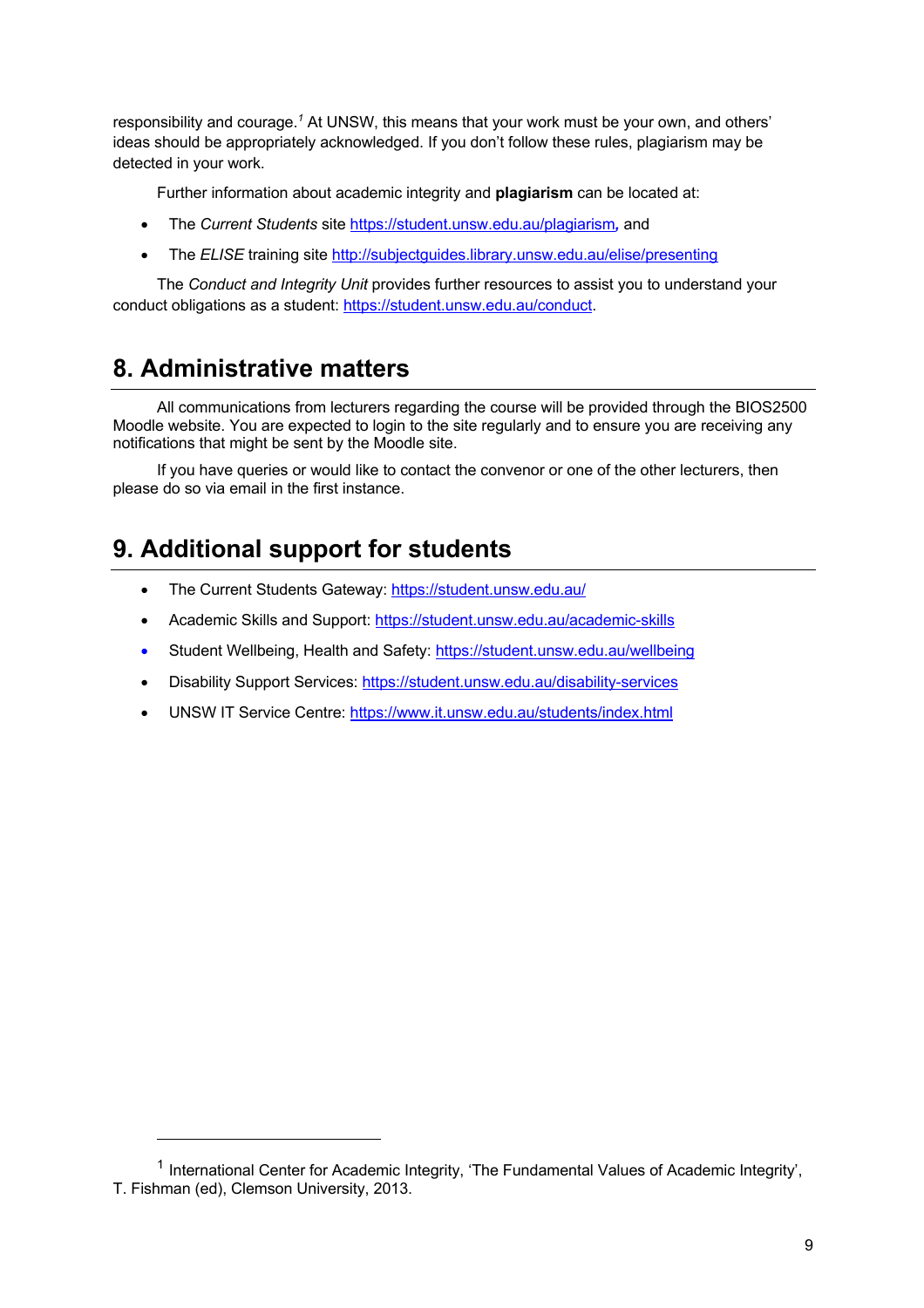responsibility and courage.[1] At UNSW, this means that your work must be your own, and others' ideas should be appropriately acknowledged. If you don't follow these rules, plagiarism may be detected in your work.

Further information about academic integrity and **plagiarism** can be located at:

- The *Current Students* site https://student.unsw.edu.au/plagiarism*,* and
- The *ELISE* training site http://subjectguides.library.unsw.edu.au/elise/presenting

The *Conduct and Integrity Unit* provides further resources to assist you to understand your conduct obligations as a student: https://student.unsw.edu.au/conduct.

## 8. Administrative matters

All communications from lecturers regarding the course will be provided through the BIOS2500 Moodle website. You are expected to login to the site regularly and to ensure you are receiving any notifications that might be sent by the Moodle site.

If you have queries or would like to contact the convenor or one of the other lecturers, then please do so via email in the first instance.

## 9. Additional support for students

- The Current Students Gateway: https://student.unsw.edu.au/
- Academic Skills and Support: https://student.unsw.edu.au/academic-skills
- Student Wellbeing, Health and Safety: https://student.unsw.edu.au/wellbeing
- Disability Support Services: https://student.unsw.edu.au/disability-services
- UNSW IT Service Centre: https://www.it.unsw.edu.au/students/index.html

---

[1] International Center for Academic Integrity, 'The Fundamental Values of Academic Integrity', T. Fishman (ed), Clemson University, 2013.